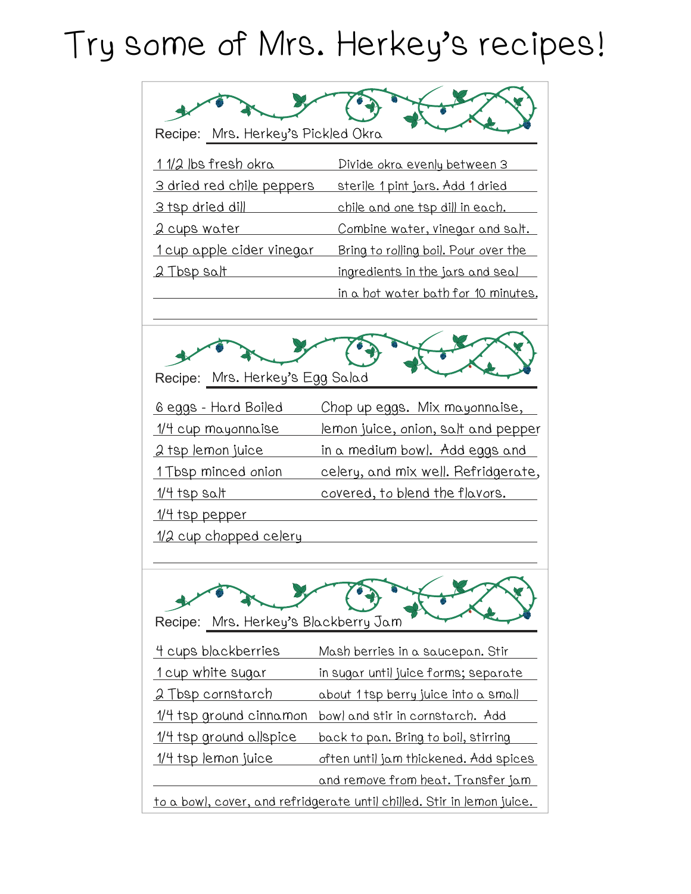# Try some of Mrs. Herkey's recipes!

## Recipe: Mrs. Herkey's Pickled Okra

- 1 1/2 lbs fresh okra
- 3 dried red chile peppers
- 3 tsp dried dill
- 2 cups water
- 1 cup apple cider vinegar
- 2 Tbsp salt

Divide okra evenly between 3 sterile 1 pint jars. Add 1 dried chile and one tsp dill in each. Combine water, vinegar and salt. Bring to rolling boil. Pour over the ingredients in the jars and seal in a hot water bath for 10 minutes.

## Recipe: Mrs. Herkey's Egg Salad

- 6 eggs - Hard Boiled
- 1/4 cup mayonnaise
- 2 tsp lemon juice
- 1 Tbsp minced onion
- 1/4 tsp salt
- 1/4 tsp pepper
- 1/2 cup chopped celery

Chop up eggs. Mix mayonnaise, lemon juice, onion, salt and pepper in a medium bowl. Add eggs and celery, and mix well. Refridgerate, covered, to blend the flavors.

## Recipe: Mrs. Herkey's Blackberry Jam

- 4 cups blackberries
- 1 cup white sugar
- 2 Tbsp cornstarch
- 1/4 tsp ground cinnamon
- 1/4 tsp ground allspice
- 1/4 tsp lemon juice

Mash berries in a saucepan. Stir in sugar until juice forms; separate about 1 tsp berry juice into a small bowl and stir in cornstarch. Add back to pan. Bring to boil, stirring often until jam thickened. Add spices and remove from heat. Transfer jam to a bowl, cover, and refridgerate until chilled. Stir in lemon juice.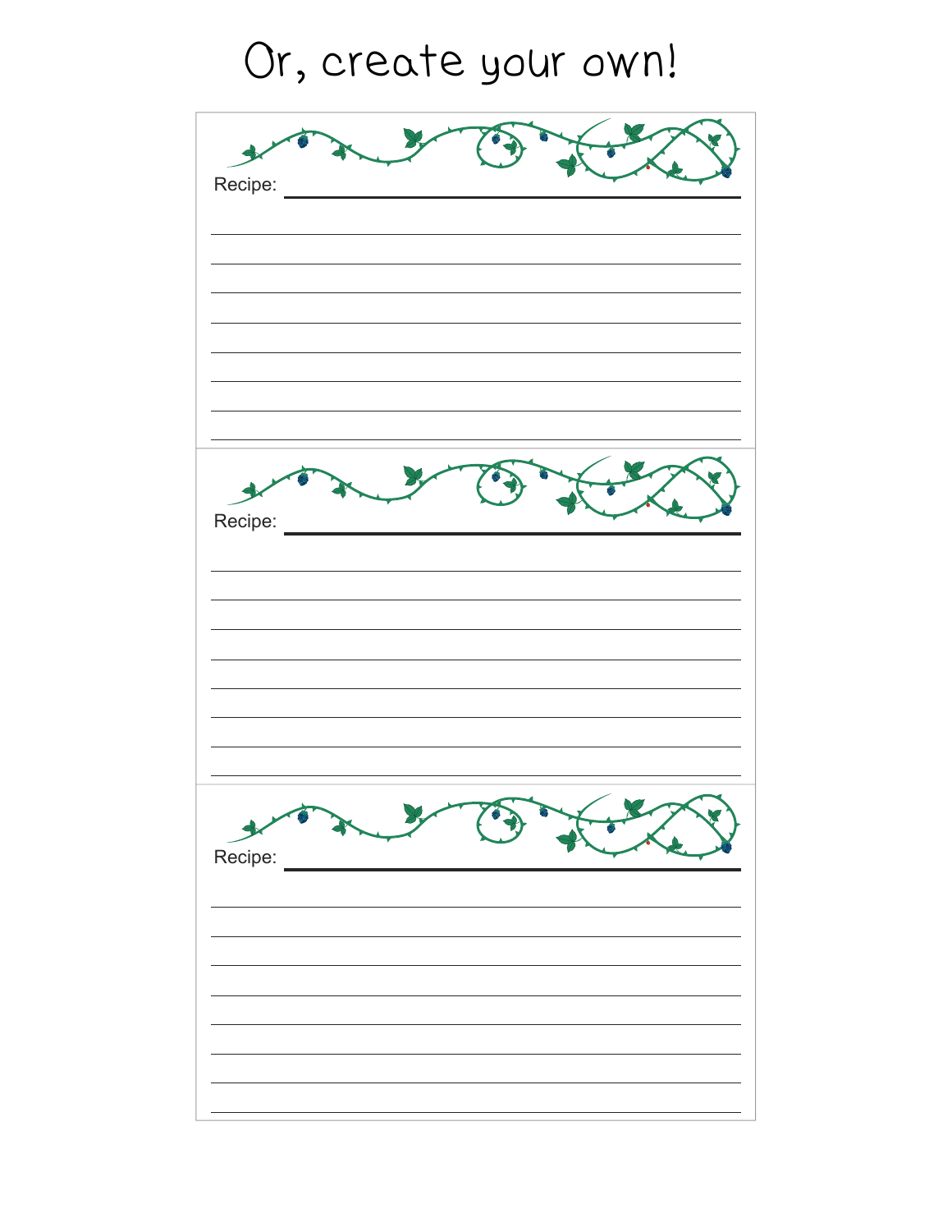# Or, create your own!

Recipe: \_\_\_\_\_\_\_\_\_\_\_\_\_\_\_\_\_\_\_\_\_\_\_\_\_\_\_\_\_\_\_\_\_\_\_\_\_\_\_\_

Recipe: \_\_\_\_\_\_\_\_\_\_\_\_\_\_\_\_\_\_\_\_\_\_\_\_\_\_\_\_\_\_\_\_\_\_\_\_\_\_\_\_

Recipe: \_\_\_\_\_\_\_\_\_\_\_\_\_\_\_\_\_\_\_\_\_\_\_\_\_\_\_\_\_\_\_\_\_\_\_\_\_\_\_\_